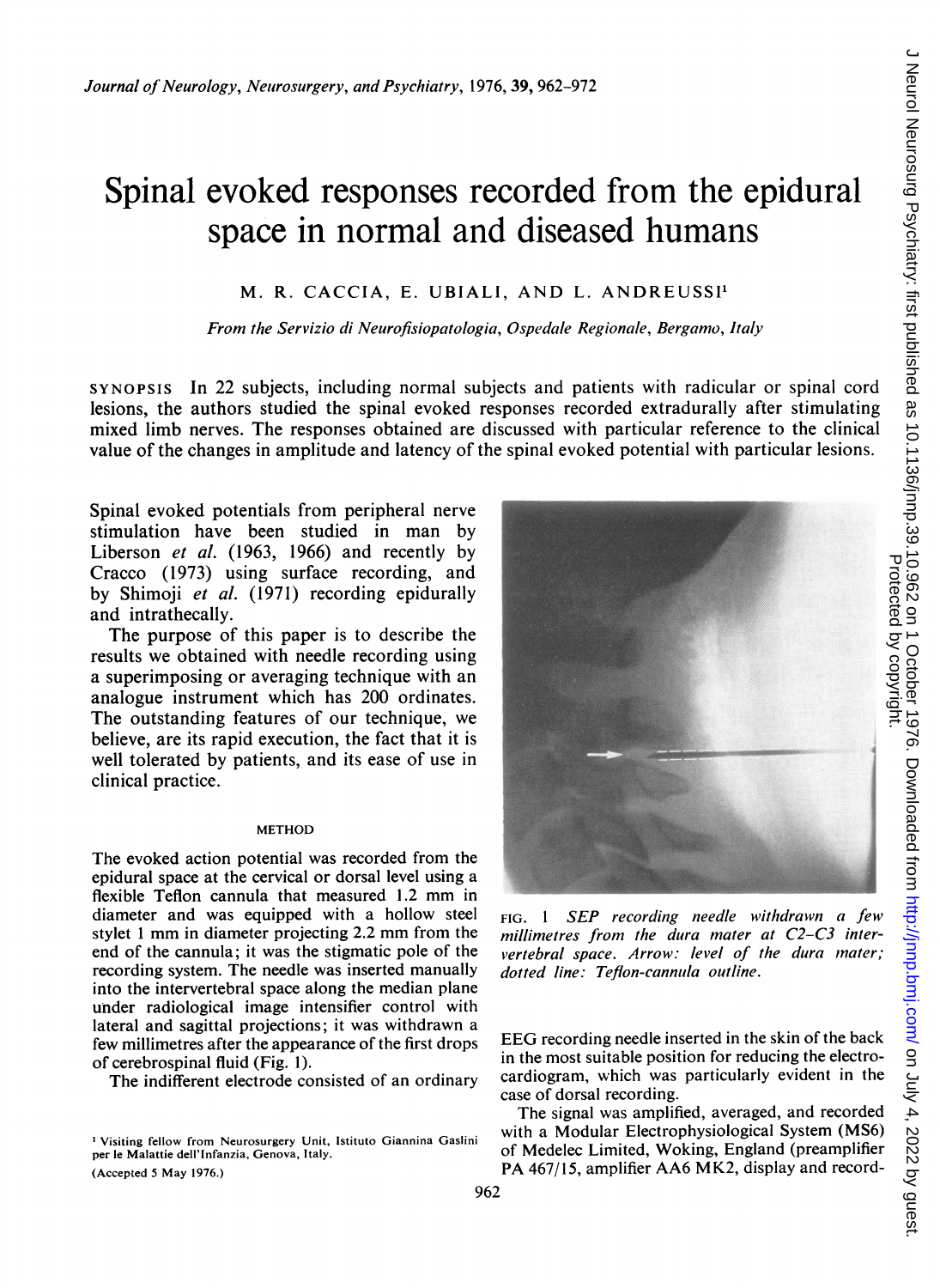# Spinal evoked responses recorded from the epidural space in normal and diseased humans

M. R. CACCIA, E. UBIALI, AND L. ANDREUSSI[1]

*From the Servizio di Neurofisiopatologia, Ospedale Regionale, Bergamo, Italy*

SYNOPSIS In 22 subjects, including normal subjects and patients with radicular or spinal cord lesions, the authors studied the spinal evoked responses recorded extradurally after stimulating mixed limb nerves. The responses obtained are discussed with particular reference to the clinical value of the changes in amplitude and latency of the spinal evoked potential with particular lesions.

Spinal evoked potentials from peripheral nerve stimulation have been studied in man by Liberson *et al.* (1963, 1966) and recently by Cracco (1973) using surface recording, and by Shimoji *et al.* (1971) recording epidurally and intrathecally.

The purpose of this paper is to describe the results we obtained with needle recording using a superimposing or averaging technique with an analogue instrument which has 200 ordinates. The outstanding features of our technique, we believe, are its rapid execution, the fact that it is well tolerated by patients, and its ease of use in clinical practice.

## METHOD

The evoked action potential was recorded from the epidural space at the cervical or dorsal level using a flexible Teflon cannula that measured 1.2 mm in diameter and was equipped with a hollow steel stylet 1 mm in diameter projecting 2.2 mm from the end of the cannula; it was the stigmatic pole of the recording system. The needle was inserted manually into the intervertebral space along the median plane under radiological image intensifier control with lateral and sagittal projections; it was withdrawn a few millimetres after the appearance of the first drops of cerebrospinal fluid (Fig. 1).

The indifferent electrode consisted of an ordinary EEG recording needle inserted in the skin of the back in the most suitable position for reducing the electrocardiogram, which was particularly evident in the case of dorsal recording.

FIG. 1 *SEP recording needle withdrawn a few millimetres from the dura mater at C2–C3 intervertebral space. Arrow: level of the dura mater; dotted line: Teflon-cannula outline.*

The signal was amplified, averaged, and recorded with a Modular Electrophysiological System (MS6) of Medelec Limited, Woking, England (preamplifier PA 467/15, amplifier AA6 MK2, display and record-

[1] Visiting fellow from Neurosurgery Unit, Istituto Giannina Gaslini per le Malattie dell'Infanzia, Genova, Italy.

(Accepted 5 May 1976.)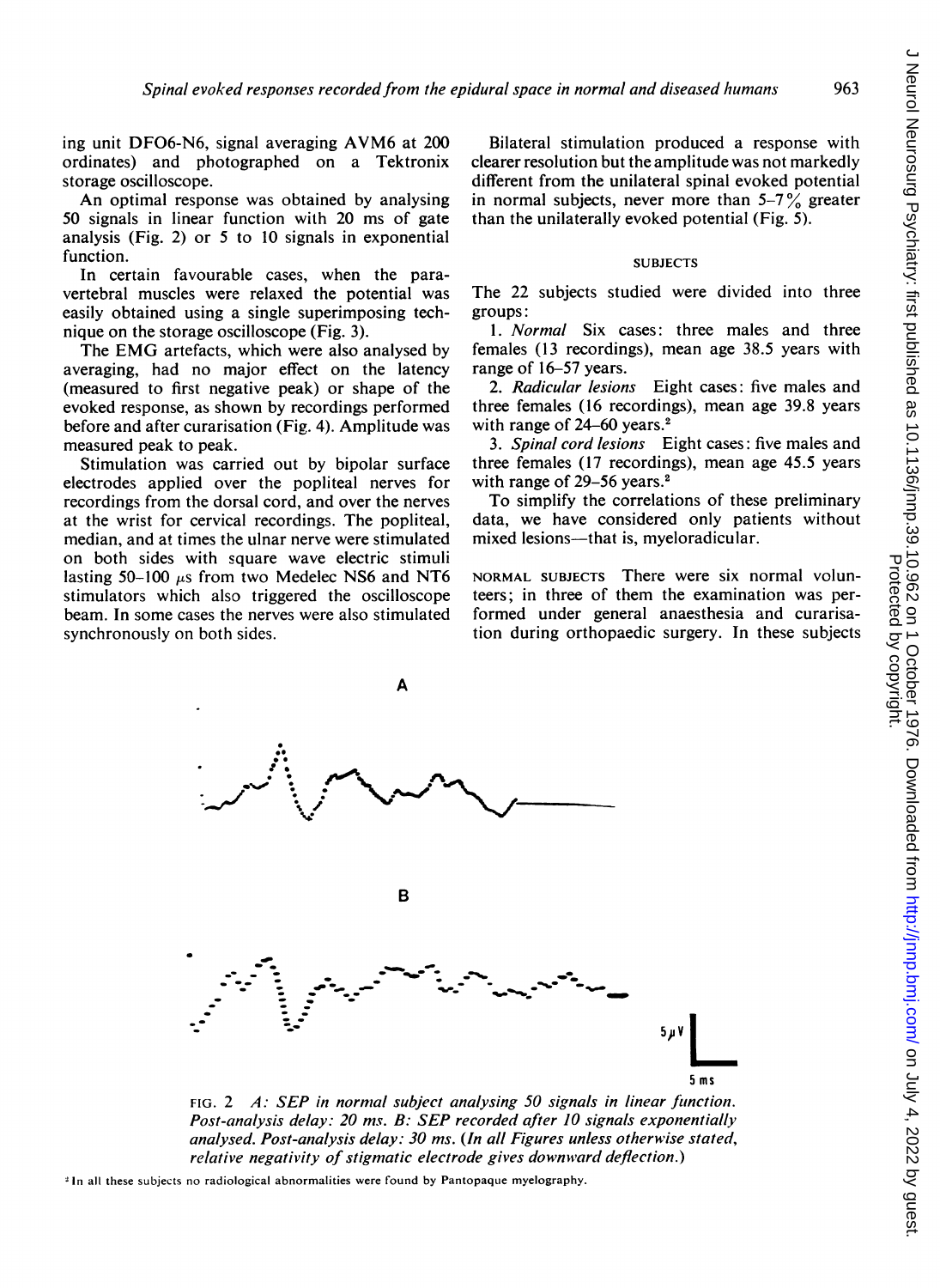ing unit DFO6-N6, signal averaging AVM6 at 200 ordinates) and photographed on a Tektronix storage oscilloscope.

An optimal response was obtained by analysing 50 signals in linear function with 20 ms of gate analysis (Fig. 2) or 5 to 10 signals in exponential function.

In certain favourable cases, when the paravertebral muscles were relaxed the potential was easily obtained using a single superimposing technique on the storage oscilloscope (Fig. 3).

The EMG artefacts, which were also analysed by averaging, had no major effect on the latency (measured to first negative peak) or shape of the evoked response, as shown by recordings performed before and after curarisation (Fig. 4). Amplitude was measured peak to peak.

Stimulation was carried out by bipolar surface electrodes applied over the popliteal nerves for recordings from the dorsal cord, and over the nerves at the wrist for cervical recordings. The popliteal, median, and at times the ulnar nerve were stimulated on both sides with square wave electric stimuli lasting 50–100 μs from two Medelec NS6 and NT6 stimulators which also triggered the oscilloscope beam. In some cases the nerves were also stimulated synchronously on both sides.

Bilateral stimulation produced a response with clearer resolution but the amplitude was not markedly different from the unilateral spinal evoked potential in normal subjects, never more than 5–7% greater than the unilaterally evoked potential (Fig. 5).

## SUBJECTS

The 22 subjects studied were divided into three groups:

1. *Normal* Six cases: three males and three females (13 recordings), mean age 38.5 years with range of 16–57 years.
2. *Radicular lesions* Eight cases: five males and three females (16 recordings), mean age 39.8 years with range of 24–60 years.[2]
3. *Spinal cord lesions* Eight cases: five males and three females (17 recordings), mean age 45.5 years with range of 29–56 years.[2]

To simplify the correlations of these preliminary data, we have considered only patients without mixed lesions—that is, myeloradicular.

NORMAL SUBJECTS There were six normal volunteers; in three of them the examination was performed under general anaesthesia and curarisation during orthopaedic surgery. In these subjects

FIG. 2 *A: SEP in normal subject analysing 50 signals in linear function. Post-analysis delay: 20 ms. B: SEP recorded after 10 signals exponentially analysed. Post-analysis delay: 30 ms. (In all Figures unless otherwise stated, relative negativity of stigmatic electrode gives downward deflection.)*

[2] In all these subjects no radiological abnormalities were found by Pantopaque myelography.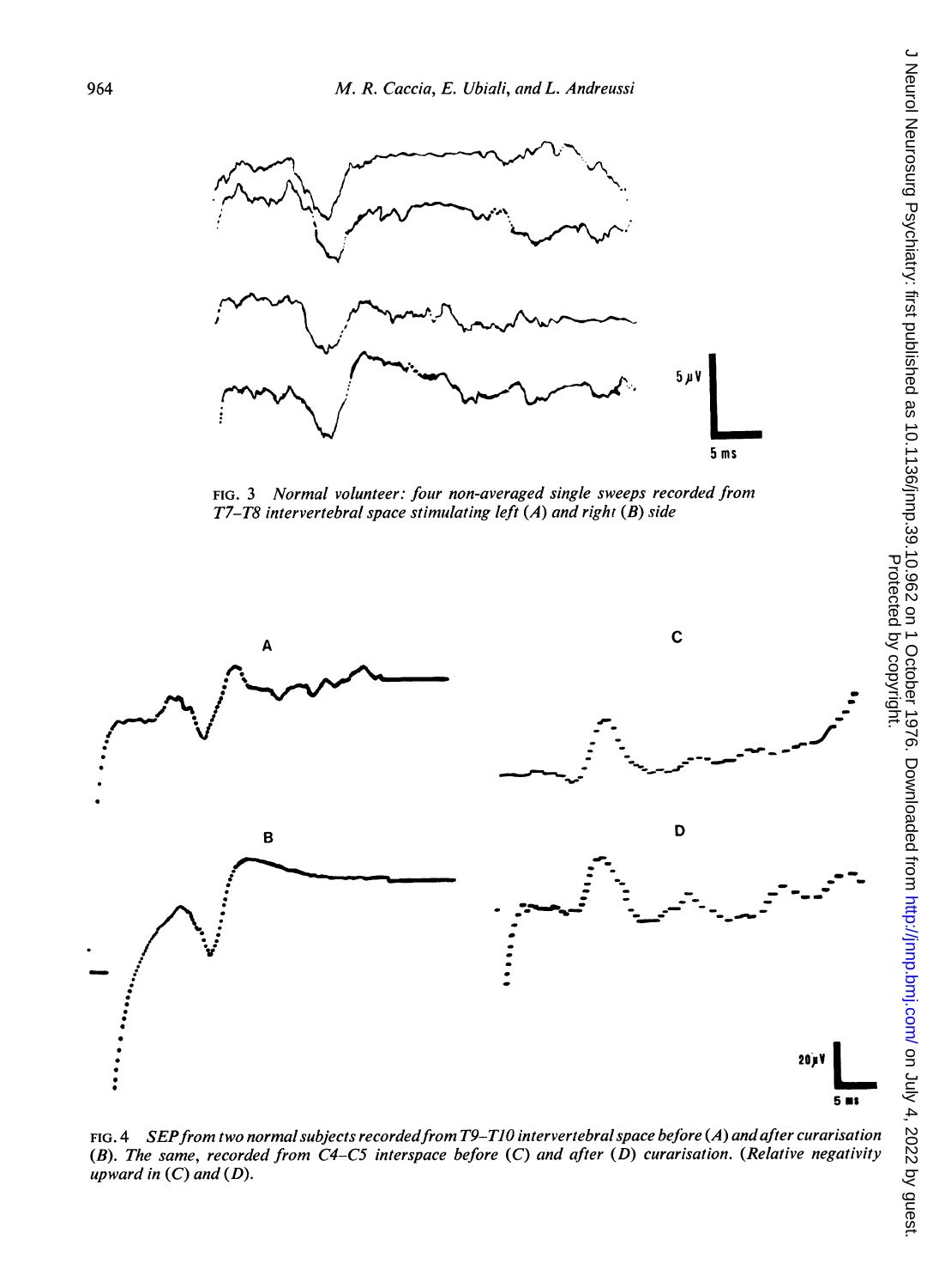FIG. 3 *Normal volunteer: four non-averaged single sweeps recorded from T7–T8 intervertebral space stimulating left (A) and right (B) side*

FIG. 4 *SEP from two normal subjects recorded from T9–T10 intervertebral space before (A) and after curarisation (B). The same, recorded from C4–C5 interspace before (C) and after (D) curarisation. (Relative negativity upward in (C) and (D).*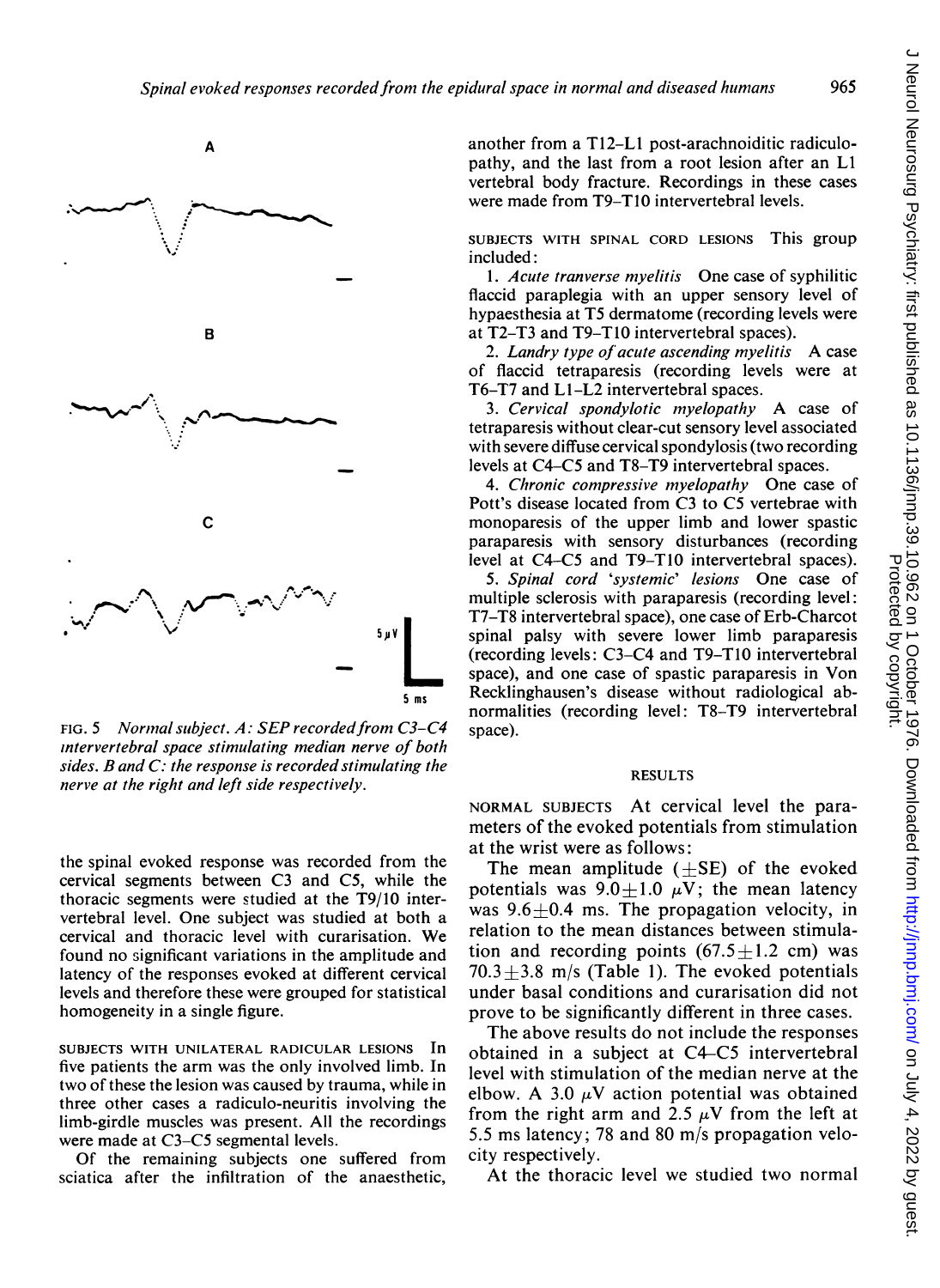FIG. 5 *Normal subject. A: SEP recorded from C3–C4 intervertebral space stimulating median nerve of both sides. B and C: the response is recorded stimulating the nerve at the right and left side respectively.*

the spinal evoked response was recorded from the cervical segments between C3 and C5, while the thoracic segments were studied at the T9/10 intervertebral level. One subject was studied at both a cervical and thoracic level with curarisation. We found no significant variations in the amplitude and latency of the responses evoked at different cervical levels and therefore these were grouped for statistical homogeneity in a single figure.

SUBJECTS WITH UNILATERAL RADICULAR LESIONS In five patients the arm was the only involved limb. In two of these the lesion was caused by trauma, while in three other cases a radiculo-neuritis involving the limb-girdle muscles was present. All the recordings were made at C3–C5 segmental levels.

Of the remaining subjects one suffered from sciatica after the infiltration of the anaesthetic, another from a T12–L1 post-arachnoiditic radiculopathy, and the last from a root lesion after an L1 vertebral body fracture. Recordings in these cases were made from T9–T10 intervertebral levels.

SUBJECTS WITH SPINAL CORD LESIONS This group included:

1. *Acute tranverse myelitis* One case of syphilitic flaccid paraplegia with an upper sensory level of hypaesthesia at T5 dermatome (recording levels were at T2–T3 and T9–T10 intervertebral spaces).
2. *Landry type of acute ascending myelitis* A case of flaccid tetraparesis (recording levels were at T6–T7 and L1–L2 intervertebral spaces.
3. *Cervical spondylotic myelopathy* A case of tetraparesis without clear-cut sensory level associated with severe diffuse cervical spondylosis (two recording levels at C4–C5 and T8–T9 intervertebral spaces.
4. *Chronic compressive myelopathy* One case of Pott's disease located from C3 to C5 vertebrae with monoparesis of the upper limb and lower spastic paraparesis with sensory disturbances (recording level at C4–C5 and T9–T10 intervertebral spaces).
5. *Spinal cord 'systemic' lesions* One case of multiple sclerosis with paraparesis (recording level: T7–T8 intervertebral space), one case of Erb-Charcot spinal palsy with severe lower limb paraparesis (recording levels: C3–C4 and T9–T10 intervertebral space), and one case of spastic paraparesis in Von Recklinghausen's disease without radiological abnormalities (recording level: T8–T9 intervertebral space).

## RESULTS

NORMAL SUBJECTS At cervical level the parameters of the evoked potentials from stimulation at the wrist were as follows:

The mean amplitude ($\pm$SE) of the evoked potentials was $9.0\pm1.0$ $\mu$V; the mean latency was $9.6\pm0.4$ ms. The propagation velocity, in relation to the mean distances between stimulation and recording points ($67.5\pm1.2$ cm) was $70.3\pm3.8$ m/s (Table 1). The evoked potentials under basal conditions and curarisation did not prove to be significantly different in three cases.

The above results do not include the responses obtained in a subject at C4–C5 intervertebral level with stimulation of the median nerve at the elbow. A 3.0 $\mu$V action potential was obtained from the right arm and 2.5 $\mu$V from the left at 5.5 ms latency; 78 and 80 m/s propagation velocity respectively.

At the thoracic level we studied two normal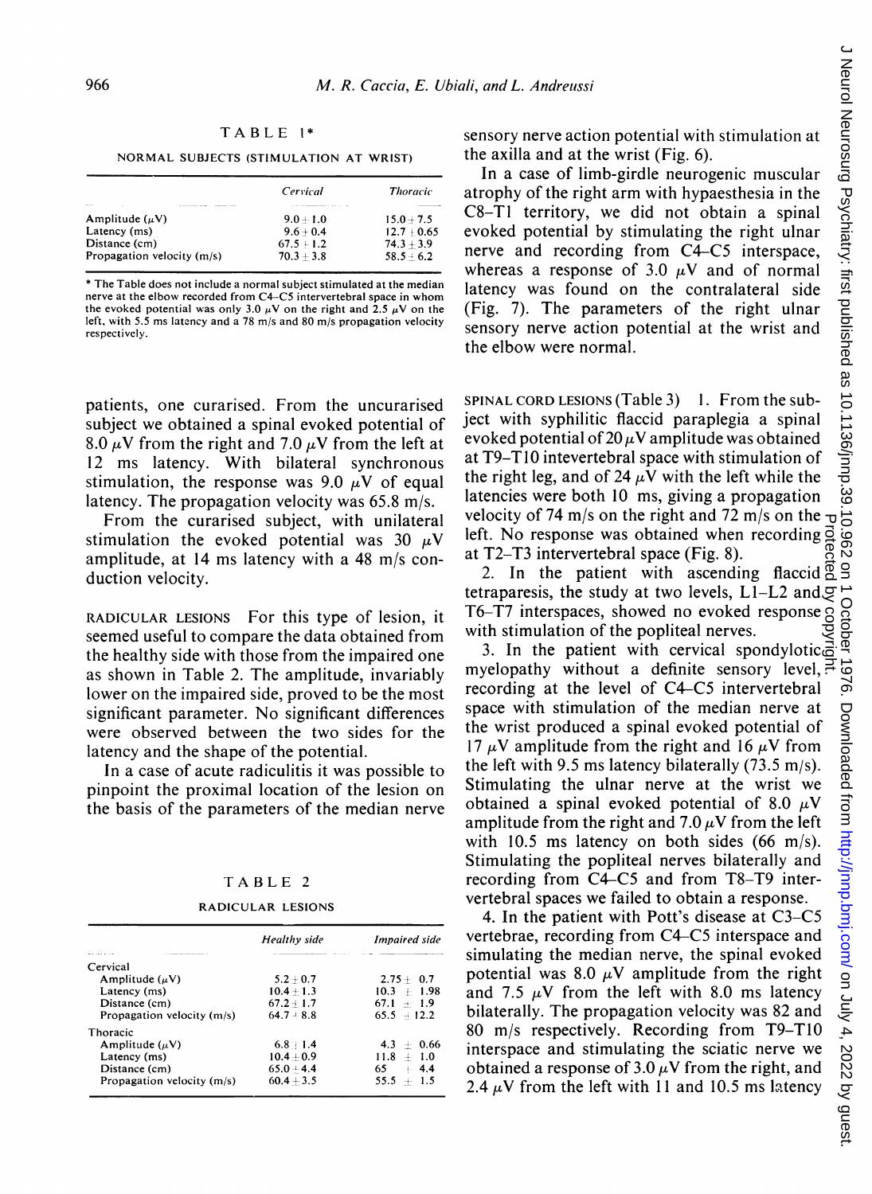TABLE 1*

NORMAL SUBJECTS (STIMULATION AT WRIST)

| | *Cervical* | *Thoracic* |
|---|---|---|
| Amplitude ($\mu$V) | 9.0 ± 1.0 | 15.0 ± 7.5 |
| Latency (ms) | 9.6 ± 0.4 | 12.7 ± 0.65 |
| Distance (cm) | 67.5 ± 1.2 | 74.3 ± 3.9 |
| Propagation velocity (m/s) | 70.3 ± 3.8 | 58.5 ± 6.2 |

\* The Table does not include a normal subject stimulated at the median nerve at the elbow recorded from C4–C5 intervertebral space in whom the evoked potential was only 3.0 $\mu$V on the right and 2.5 $\mu$V on the left, with 5.5 ms latency and a 78 m/s and 80 m/s propagation velocity respectively.

patients, one curarised. From the uncurarised subject we obtained a spinal evoked potential of 8.0 $\mu$V from the right and 7.0 $\mu$V from the left at 12 ms latency. With bilateral synchronous stimulation, the response was 9.0 $\mu$V of equal latency. The propagation velocity was 65.8 m/s.

From the curarised subject, with unilateral stimulation the evoked potential was 30 $\mu$V amplitude, at 14 ms latency with a 48 m/s conduction velocity.

RADICULAR LESIONS For this type of lesion, it seemed useful to compare the data obtained from the healthy side with those from the impaired one as shown in Table 2. The amplitude, invariably lower on the impaired side, proved to be the most significant parameter. No significant differences were observed between the two sides for the latency and the shape of the potential.

In a case of acute radiculitis it was possible to pinpoint the proximal location of the lesion on the basis of the parameters of the median nerve sensory nerve action potential with stimulation at the axilla and at the wrist (Fig. 6).

TABLE 2

RADICULAR LESIONS

| | *Healthy side* | *Impaired side* |
|---|---|---|
| Cervical | | |
| Amplitude ($\mu$V) | 5.2 ± 0.7 | 2.75 ± 0.7 |
| Latency (ms) | 10.4 ± 1.3 | 10.3 ± 1.98 |
| Distance (cm) | 67.2 ± 1.7 | 67.1 ± 1.9 |
| Propagation velocity (m/s) | 64.7 ± 8.8 | 65.5 ± 12.2 |
| Thoracic | | |
| Amplitude ($\mu$V) | 6.8 ± 1.4 | 4.3 ± 0.66 |
| Latency (ms) | 10.4 ± 0.9 | 11.8 ± 1.0 |
| Distance (cm) | 65.0 ± 4.4 | 65 ± 4.4 |
| Propagation velocity (m/s) | 60.4 ± 3.5 | 55.5 ± 1.5 |

In a case of limb-girdle neurogenic muscular atrophy of the right arm with hypaesthesia in the C8–T1 territory, we did not obtain a spinal evoked potential by stimulating the right ulnar nerve and recording from C4–C5 interspace, whereas a response of 3.0 $\mu$V and of normal latency was found on the contralateral side (Fig. 7). The parameters of the right ulnar sensory nerve action potential at the wrist and the elbow were normal.

SPINAL CORD LESIONS (Table 3) 1. From the subject with syphilitic flaccid paraplegia a spinal evoked potential of 20 $\mu$V amplitude was obtained at T9–T10 intevertebral space with stimulation of the right leg, and of 24 $\mu$V with the left while the latencies were both 10 ms, giving a propagation velocity of 74 m/s on the right and 72 m/s on the left. No response was obtained when recording at T2–T3 intervertebral space (Fig. 8).

2. In the patient with ascending flaccid tetraparesis, the study at two levels, L1–L2 and T6–T7 interspaces, showed no evoked response with stimulation of the popliteal nerves.

3. In the patient with cervical spondylotic myelopathy without a definite sensory level, recording at the level of C4–C5 intervertebral space with stimulation of the median nerve at the wrist produced a spinal evoked potential of 17 $\mu$V amplitude from the right and 16 $\mu$V from the left with 9.5 ms latency bilaterally (73.5 m/s). Stimulating the ulnar nerve at the wrist we obtained a spinal evoked potential of 8.0 $\mu$V amplitude from the right and 7.0 $\mu$V from the left with 10.5 ms latency on both sides (66 m/s). Stimulating the popliteal nerves bilaterally and recording from C4–C5 and from T8–T9 intervertebral spaces we failed to obtain a response.

4. In the patient with Pott's disease at C3–C5 vertebrae, recording from C4–C5 interspace and simulating the median nerve, the spinal evoked potential was 8.0 $\mu$V amplitude from the right and 7.5 $\mu$V from the left with 8.0 ms latency bilaterally. The propagation velocity was 82 and 80 m/s respectively. Recording from T9–T10 interspace and stimulating the sciatic nerve we obtained a response of 3.0 $\mu$V from the right, and 2.4 $\mu$V from the left with 11 and 10.5 ms latency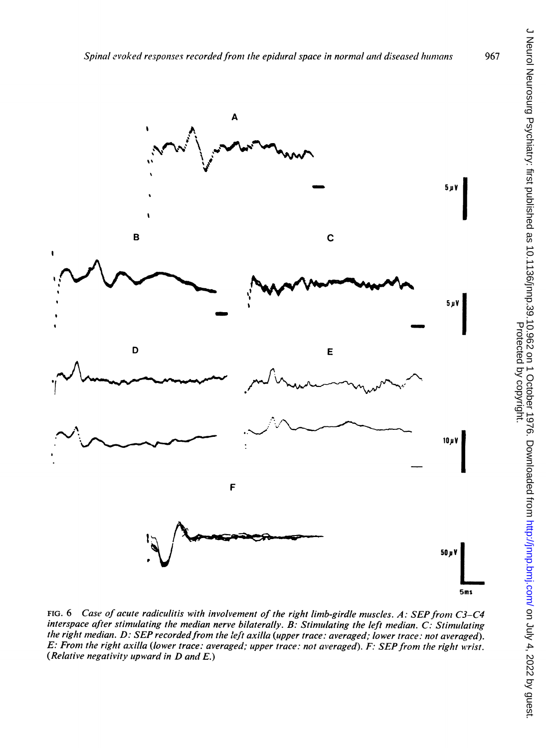FIG. 6 *Case of acute radiculitis with involvement of the right limb-girdle muscles. A: SEP from C3–C4 interspace after stimulating the median nerve bilaterally. B: Stimulating the left median. C: Stimulating the right median. D: SEP recorded from the left axilla (upper trace: averaged; lower trace: not averaged). E: From the right axilla (lower trace: averaged; upper trace: not averaged). F: SEP from the right wrist. (Relative negativity upward in D and E.)*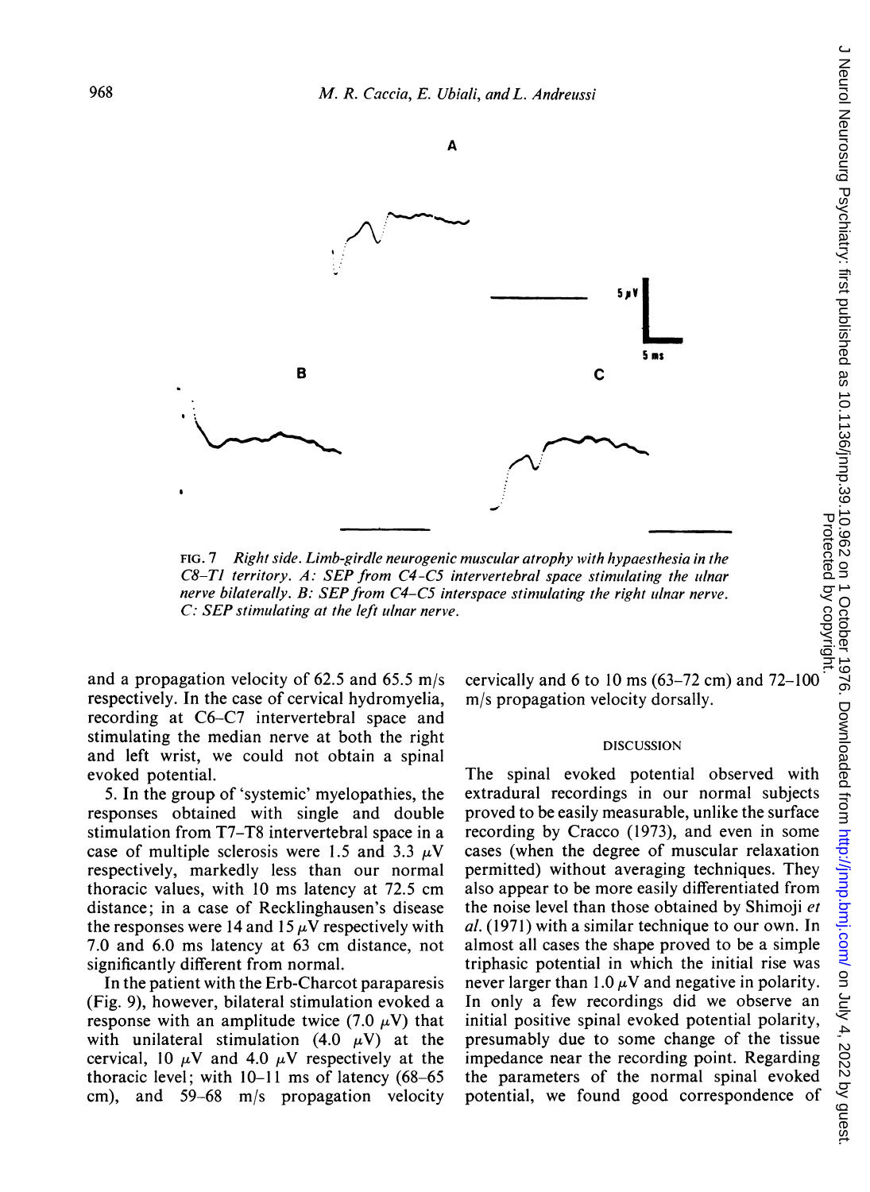FIG. 7 *Right side. Limb-girdle neurogenic muscular atrophy with hypaesthesia in the C8–T1 territory. A: SEP from C4–C5 intervertebral space stimulating the ulnar nerve bilaterally. B: SEP from C4–C5 interspace stimulating the right ulnar nerve. C: SEP stimulating at the left ulnar nerve.*

and a propagation velocity of 62.5 and 65.5 m/s respectively. In the case of cervical hydromyelia, recording at C6–C7 intervertebral space and stimulating the median nerve at both the right and left wrist, we could not obtain a spinal evoked potential.

5. In the group of 'systemic' myelopathies, the responses obtained with single and double stimulation from T7–T8 intervertebral space in a case of multiple sclerosis were 1.5 and 3.3 $\mu$V respectively, markedly less than our normal thoracic values, with 10 ms latency at 72.5 cm distance; in a case of Recklinghausen's disease the responses were 14 and 15 $\mu$V respectively with 7.0 and 6.0 ms latency at 63 cm distance, not significantly different from normal.

In the patient with the Erb-Charcot paraparesis (Fig. 9), however, bilateral stimulation evoked a response with an amplitude twice (7.0 $\mu$V) that with unilateral stimulation (4.0 $\mu$V) at the cervical, 10 $\mu$V and 4.0 $\mu$V respectively at the thoracic level; with 10–11 ms of latency (68–65 cm), and 59–68 m/s propagation velocity cervically and 6 to 10 ms (63–72 cm) and 72–100 m/s propagation velocity dorsally.

## DISCUSSION

The spinal evoked potential observed with extradural recordings in our normal subjects proved to be easily measurable, unlike the surface recording by Cracco (1973), and even in some cases (when the degree of muscular relaxation permitted) without averaging techniques. They also appear to be more easily differentiated from the noise level than those obtained by Shimoji *et al.* (1971) with a similar technique to our own. In almost all cases the shape proved to be a simple triphasic potential in which the initial rise was never larger than 1.0 $\mu$V and negative in polarity. In only a few recordings did we observe an initial positive spinal evoked potential polarity, presumably due to some change of the tissue impedance near the recording point. Regarding the parameters of the normal spinal evoked potential, we found good correspondence of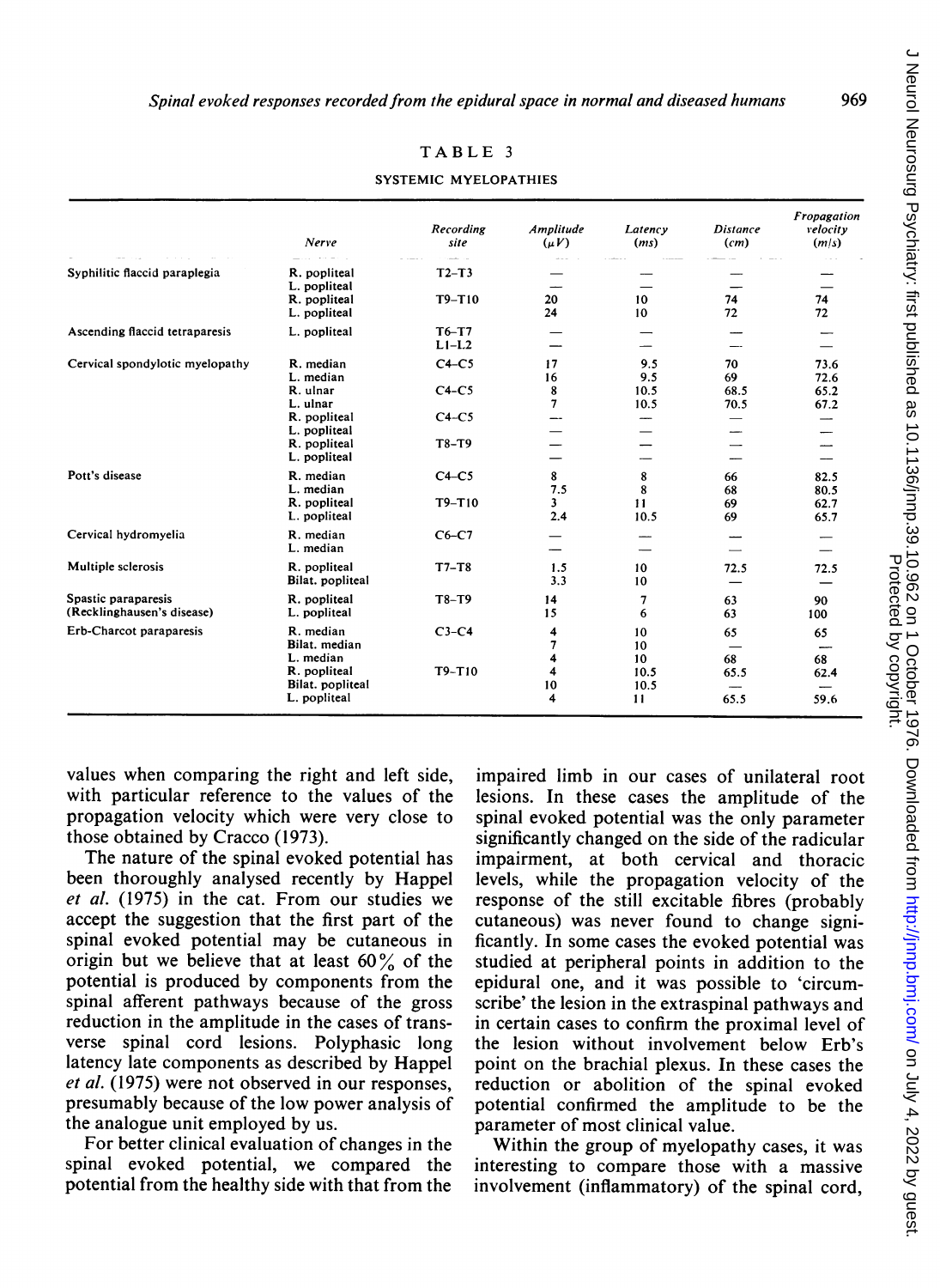TABLE 3

SYSTEMIC MYELOPATHIES

| | Nerve | Recording site | Amplitude ($\mu V$) | Latency (ms) | Distance (cm) | Propagation velocity (m/s) |
|---|---|---|---|---|---|---|
| Syphilitic flaccid paraplegia | R. popliteal | T2–T3 | — | — | — | — |
| | L. popliteal | | — | — | — | — |
| | R. popliteal | T9–T10 | 20 | 10 | 74 | 74 |
| | L. popliteal | | 24 | 10 | 72 | 72 |
| Ascending flaccid tetraparesis | L. popliteal | T6–T7 | — | — | — | — |
| | | L1–L2 | — | — | — | — |
| Cervical spondylotic myelopathy | R. median | C4–C5 | 17 | 9.5 | 70 | 73.6 |
| | L. median | | 16 | 9.5 | 69 | 72.6 |
| | R. ulnar | C4–C5 | 8 | 10.5 | 68.5 | 65.2 |
| | L. ulnar | | 7 | 10.5 | 70.5 | 67.2 |
| | R. popliteal | C4–C5 | — | — | — | — |
| | L. popliteal | | — | — | — | — |
| | R. popliteal | T8–T9 | — | — | — | — |
| | L. popliteal | | — | — | — | — |
| Pott's disease | R. median | C4–C5 | 8 | 8 | 66 | 82.5 |
| | L. median | | 7.5 | 8 | 68 | 80.5 |
| | R. popliteal | T9–T10 | 3 | 11 | 69 | 62.7 |
| | L. popliteal | | 2.4 | 10.5 | 69 | 65.7 |
| Cervical hydromyelia | R. median | C6–C7 | — | — | — | — |
| | L. median | | — | — | — | — |
| Multiple sclerosis | R. popliteal | T7–T8 | 1.5 | 10 | 72.5 | 72.5 |
| | Bilat. popliteal | | 3.3 | 10 | — | — |
| Spastic paraparesis (Recklinghausen's disease) | R. popliteal | T8–T9 | 14 | 7 | 63 | 90 |
| | L. popliteal | | 15 | 6 | 63 | 100 |
| Erb-Charcot paraparesis | R. median | C3–C4 | 4 | 10 | 65 | 65 |
| | Bilat. median | | 7 | 10 | — | — |
| | L. median | | 4 | 10 | 68 | 68 |
| | R. popliteal | T9–T10 | 4 | 10.5 | 65.5 | 62.4 |
| | Bilat. popliteal | | 10 | 10.5 | — | — |
| | L. popliteal | | 4 | 11 | 65.5 | 59.6 |

values when comparing the right and left side, with particular reference to the values of the propagation velocity which were very close to those obtained by Cracco (1973).

The nature of the spinal evoked potential has been thoroughly analysed recently by Happel *et al.* (1975) in the cat. From our studies we accept the suggestion that the first part of the spinal evoked potential may be cutaneous in origin but we believe that at least 60% of the potential is produced by components from the spinal afferent pathways because of the gross reduction in the amplitude in the cases of transverse spinal cord lesions. Polyphasic long latency late components as described by Happel *et al.* (1975) were not observed in our responses, presumably because of the low power analysis of the analogue unit employed by us.

For better clinical evaluation of changes in the spinal evoked potential, we compared the potential from the healthy side with that from the impaired limb in our cases of unilateral root lesions. In these cases the amplitude of the spinal evoked potential was the only parameter significantly changed on the side of the radicular impairment, at both cervical and thoracic levels, while the propagation velocity of the response of the still excitable fibres (probably cutaneous) was never found to change significantly. In some cases the evoked potential was studied at peripheral points in addition to the epidural one, and it was possible to 'circumscribe' the lesion in the extraspinal pathways and in certain cases to confirm the proximal level of the lesion without involvement below Erb's point on the brachial plexus. In these cases the reduction or abolition of the spinal evoked potential confirmed the amplitude to be the parameter of most clinical value.

Within the group of myelopathy cases, it was interesting to compare those with a massive involvement (inflammatory) of the spinal cord,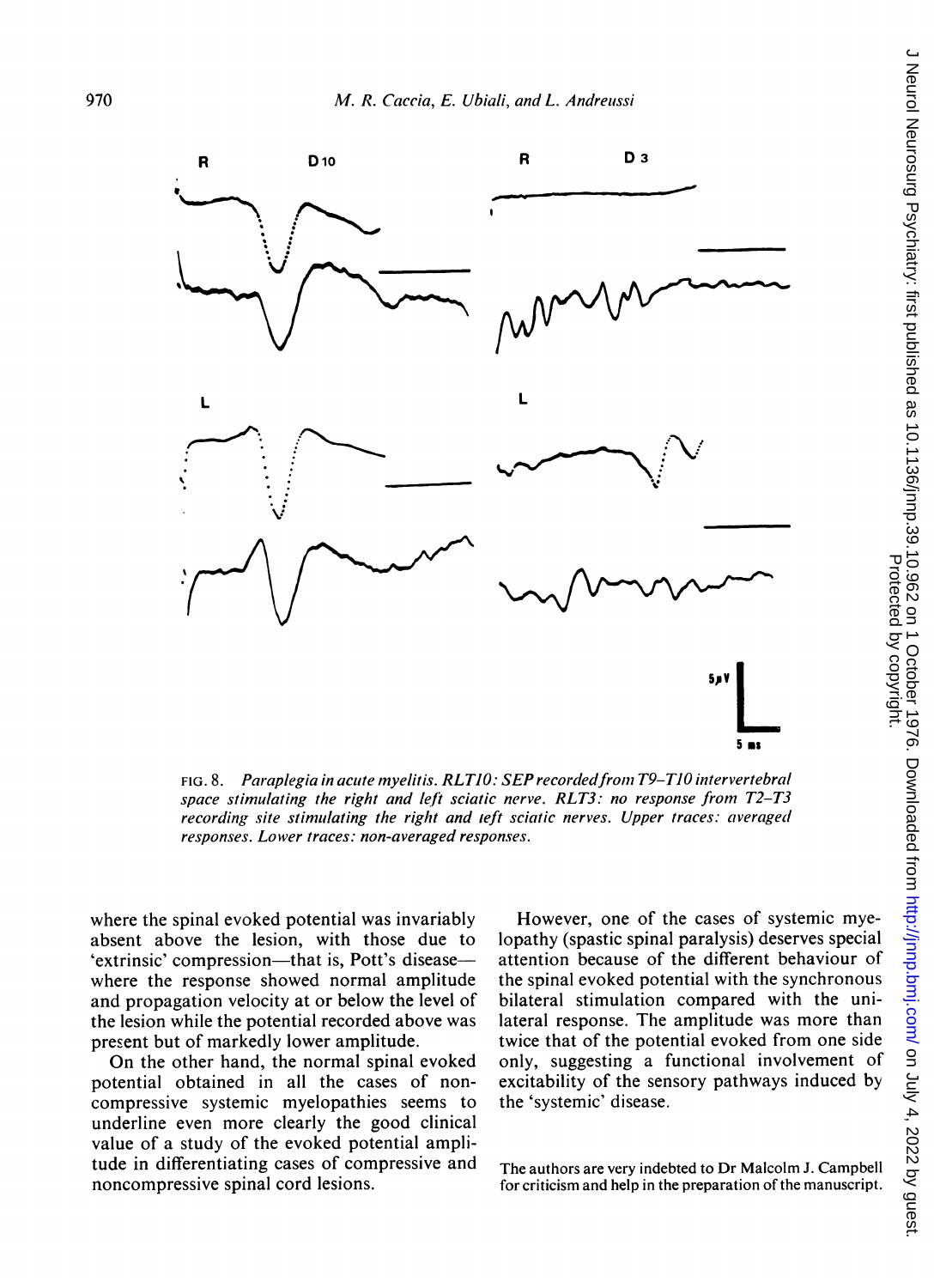FIG. 8. *Paraplegia in acute myelitis. RLT10: SEP recorded from T9–T10 intervertebral space stimulating the right and left sciatic nerve. RLT3: no response from T2–T3 recording site stimulating the right and left sciatic nerves. Upper traces: averaged responses. Lower traces: non-averaged responses.*

where the spinal evoked potential was invariably absent above the lesion, with those due to 'extrinsic' compression—that is, Pott's disease—where the response showed normal amplitude and propagation velocity at or below the level of the lesion while the potential recorded above was present but of markedly lower amplitude.

On the other hand, the normal spinal evoked potential obtained in all the cases of non-compressive systemic myelopathies seems to underline even more clearly the good clinical value of a study of the evoked potential amplitude in differentiating cases of compressive and noncompressive spinal cord lesions.

However, one of the cases of systemic myelopathy (spastic spinal paralysis) deserves special attention because of the different behaviour of the spinal evoked potential with the synchronous bilateral stimulation compared with the unilateral response. The amplitude was more than twice that of the potential evoked from one side only, suggesting a functional involvement of excitability of the sensory pathways induced by the 'systemic' disease.

The authors are very indebted to Dr Malcolm J. Campbell for criticism and help in the preparation of the manuscript.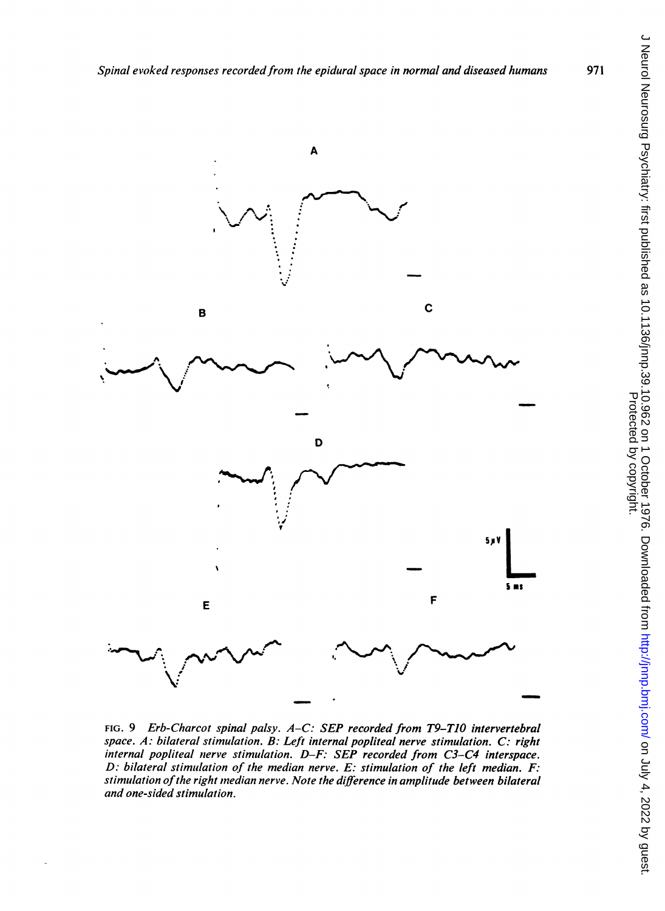FIG. 9 *Erb-Charcot spinal palsy. A–C: SEP recorded from T9–T10 intervertebral space. A: bilateral stimulation. B: Left internal popliteal nerve stimulation. C: right internal popliteal nerve stimulation. D–F: SEP recorded from C3–C4 interspace. D: bilateral stimulation of the median nerve. E: stimulation of the left median. F: stimulation of the right median nerve. Note the difference in amplitude between bilateral and one-sided stimulation.*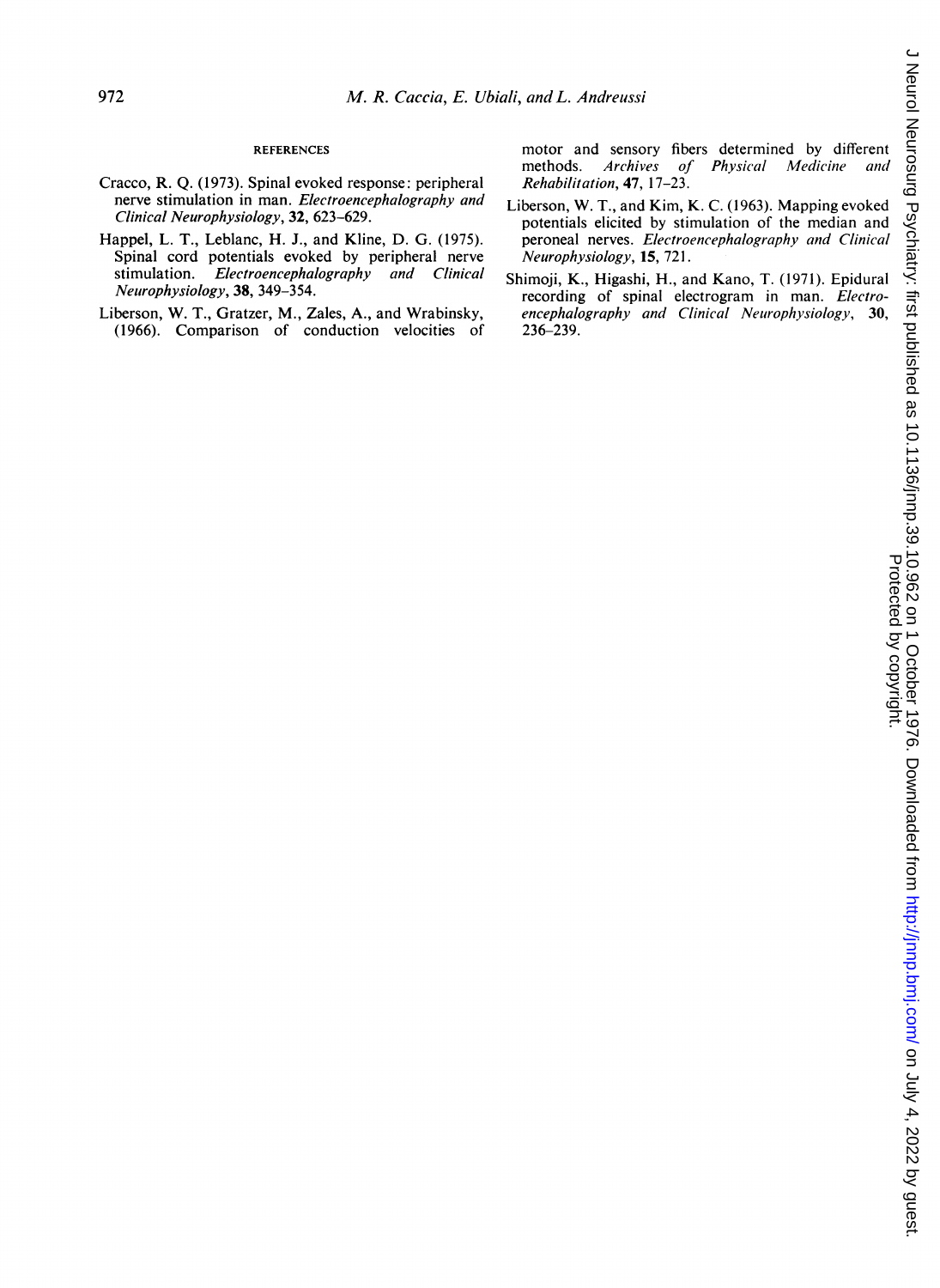## REFERENCES

Cracco, R. Q. (1973). Spinal evoked response: peripheral nerve stimulation in man. *Electroencephalography and Clinical Neurophysiology*, **32**, 623–629.

Happel, L. T., Leblanc, H. J., and Kline, D. G. (1975). Spinal cord potentials evoked by peripheral nerve stimulation. *Electroencephalography and Clinical Neurophysiology*, **38**, 349–354.

Liberson, W. T., Gratzer, M., Zales, A., and Wrabinsky, (1966). Comparison of conduction velocities of motor and sensory fibers determined by different methods. *Archives of Physical Medicine and Rehabilitation*, **47**, 17–23.

Liberson, W. T., and Kim, K. C. (1963). Mapping evoked potentials elicited by stimulation of the median and peroneal nerves. *Electroencephalography and Clinical Neurophysiology*, **15**, 721.

Shimoji, K., Higashi, H., and Kano, T. (1971). Epidural recording of spinal electrogram in man. *Electroencephalography and Clinical Neurophysiology*, **30**, 236–239.